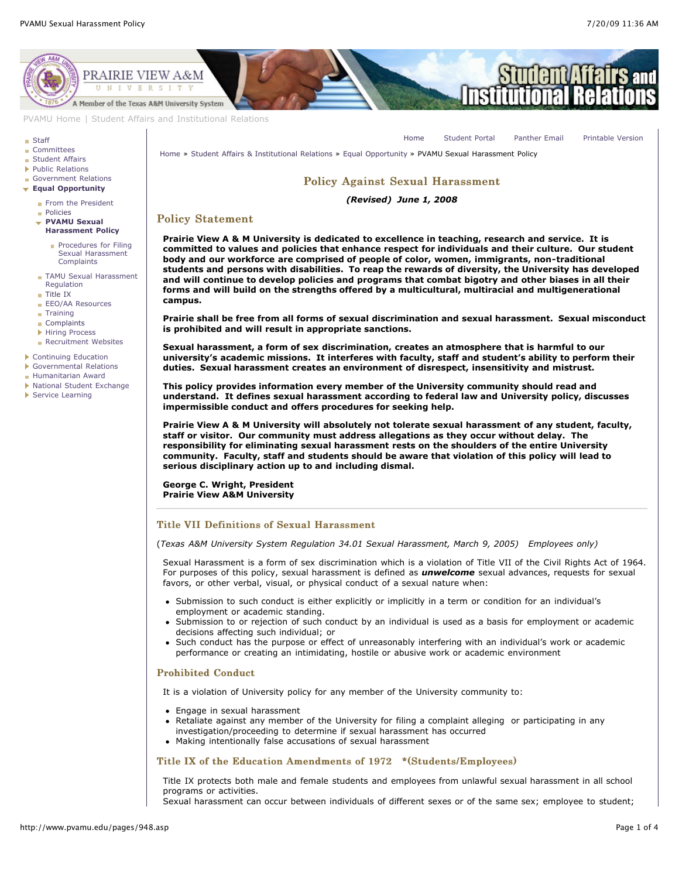PVAMU Home | Student Affairs and Institutional Relations

- Staff
- Committees
- Student Affairs
- Public Relations
- Government Relations
- **Equal Opportunity**
  - From the President
  - Policies
  - **PVAMU Sexual Harassment Policy**
    - Procedures for Filing Sexual Harassment Complaints
  - TAMU Sexual Harassment Regulation
  - Title IX
  - EEO/AA Resources
  - Training
  - Complaints
  - Hiring Process
  - Recruitment Websites
- Continuing Education
- Governmental Relations
- Humanitarian Award
- National Student Exchange
- Service Learning

Home | Student Portal | Panther Email | Printable Version

Home » Student Affairs & Institutional Relations » Equal Opportunity » PVAMU Sexual Harassment Policy

# Policy Against Sexual Harassment

***(Revised) June 1, 2008***

## Policy Statement

**Prairie View A & M University is dedicated to excellence in teaching, research and service. It is committed to values and policies that enhance respect for individuals and their culture. Our student body and our workforce are comprised of people of color, women, immigrants, non-traditional students and persons with disabilities. To reap the rewards of diversity, the University has developed and will continue to develop policies and programs that combat bigotry and other biases in all their forms and will build on the strengths offered by a multicultural, multiracial and multigenerational campus.**

**Prairie shall be free from all forms of sexual discrimination and sexual harassment. Sexual misconduct is prohibited and will result in appropriate sanctions.**

**Sexual harassment, a form of sex discrimination, creates an atmosphere that is harmful to our university's academic missions. It interferes with faculty, staff and student's ability to perform their duties. Sexual harassment creates an environment of disrespect, insensitivity and mistrust.**

**This policy provides information every member of the University community should read and understand. It defines sexual harassment according to federal law and University policy, discusses impermissible conduct and offers procedures for seeking help.**

**Prairie View A & M University will absolutely not tolerate sexual harassment of any student, faculty, staff or visitor. Our community must address allegations as they occur without delay. The responsibility for eliminating sexual harassment rests on the shoulders of the entire University community. Faculty, staff and students should be aware that violation of this policy will lead to serious disciplinary action up to and including dismal.**

**George C. Wright, President**
**Prairie View A&M University**

---

## Title VII Definitions of Sexual Harassment

(*Texas A&M University System Regulation 34.01 Sexual Harassment, March 9, 2005)   Employees only)*

Sexual Harassment is a form of sex discrimination which is a violation of Title VII of the Civil Rights Act of 1964. For purposes of this policy, sexual harassment is defined as ***unwelcome*** sexual advances, requests for sexual favors, or other verbal, visual, or physical conduct of a sexual nature when:

- Submission to such conduct is either explicitly or implicitly in a term or condition for an individual's employment or academic standing.
- Submission to or rejection of such conduct by an individual is used as a basis for employment or academic decisions affecting such individual; or
- Such conduct has the purpose or effect of unreasonably interfering with an individual's work or academic performance or creating an intimidating, hostile or abusive work or academic environment

## Prohibited Conduct

It is a violation of University policy for any member of the University community to:

- Engage in sexual harassment
- Retaliate against any member of the University for filing a complaint alleging or participating in any investigation/proceeding to determine if sexual harassment has occurred
- Making intentionally false accusations of sexual harassment

## Title IX of the Education Amendments of 1972 *(Students/Employees)

Title IX protects both male and female students and employees from unlawful sexual harassment in all school programs or activities.
Sexual harassment can occur between individuals of different sexes or of the same sex; employee to student;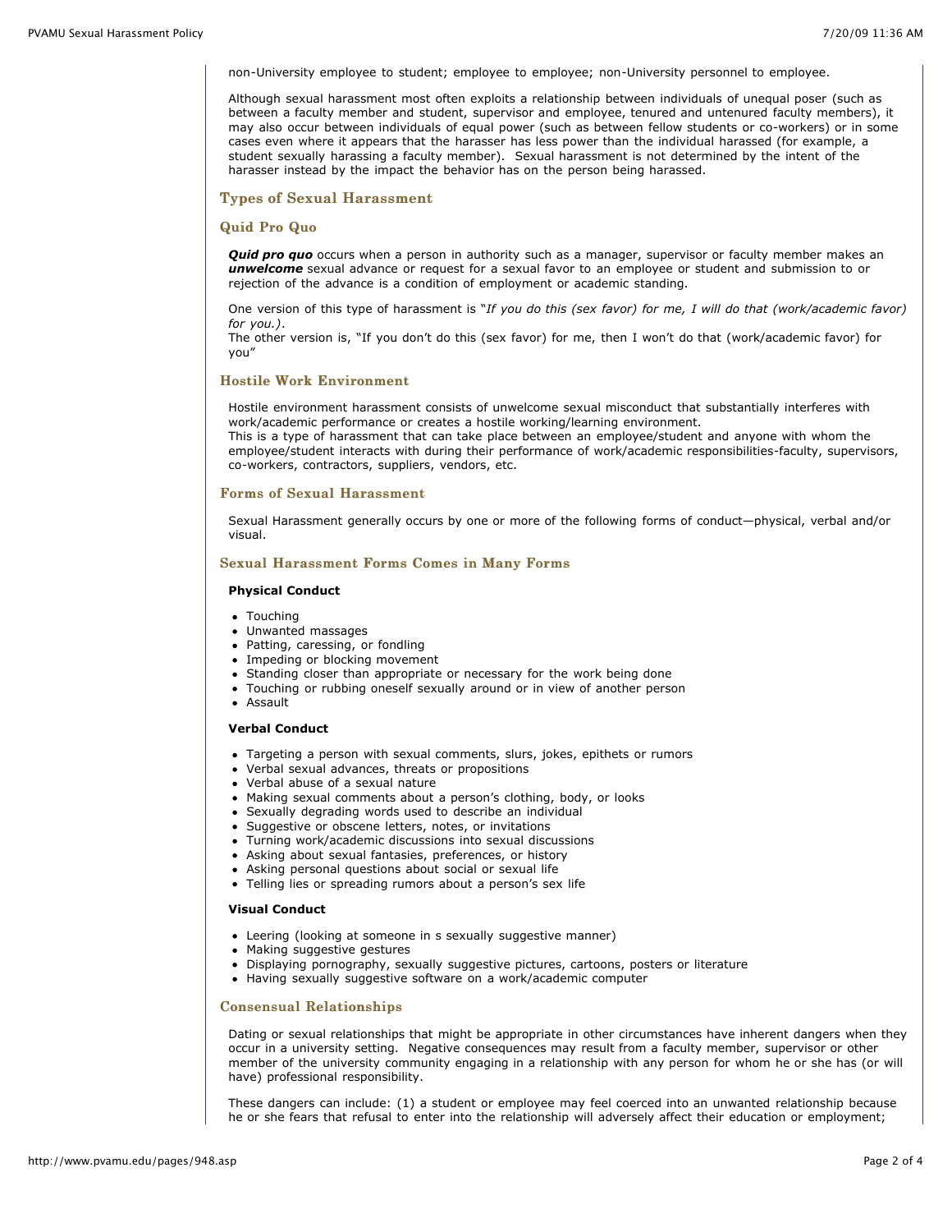non-University employee to student; employee to employee; non-University personnel to employee.

Although sexual harassment most often exploits a relationship between individuals of unequal poser (such as between a faculty member and student, supervisor and employee, tenured and untenured faculty members), it may also occur between individuals of equal power (such as between fellow students or co-workers) or in some cases even where it appears that the harasser has less power than the individual harassed (for example, a student sexually harassing a faculty member). Sexual harassment is not determined by the intent of the harasser instead by the impact the behavior has on the person being harassed.

## Types of Sexual Harassment

## Quid Pro Quo

***Quid pro quo*** occurs when a person in authority such as a manager, supervisor or faculty member makes an ***unwelcome*** sexual advance or request for a sexual favor to an employee or student and submission to or rejection of the advance is a condition of employment or academic standing.

One version of this type of harassment is "*If you do this (sex favor) for me, I will do that (work/academic favor) for you.)*.
The other version is, "If you don't do this (sex favor) for me, then I won't do that (work/academic favor) for you"

## Hostile Work Environment

Hostile environment harassment consists of unwelcome sexual misconduct that substantially interferes with work/academic performance or creates a hostile working/learning environment.
This is a type of harassment that can take place between an employee/student and anyone with whom the employee/student interacts with during their performance of work/academic responsibilities-faculty, supervisors, co-workers, contractors, suppliers, vendors, etc.

## Forms of Sexual Harassment

Sexual Harassment generally occurs by one or more of the following forms of conduct—physical, verbal and/or visual.

## Sexual Harassment Forms Comes in Many Forms

**Physical Conduct**

- Touching
- Unwanted massages
- Patting, caressing, or fondling
- Impeding or blocking movement
- Standing closer than appropriate or necessary for the work being done
- Touching or rubbing oneself sexually around or in view of another person
- Assault

**Verbal Conduct**

- Targeting a person with sexual comments, slurs, jokes, epithets or rumors
- Verbal sexual advances, threats or propositions
- Verbal abuse of a sexual nature
- Making sexual comments about a person's clothing, body, or looks
- Sexually degrading words used to describe an individual
- Suggestive or obscene letters, notes, or invitations
- Turning work/academic discussions into sexual discussions
- Asking about sexual fantasies, preferences, or history
- Asking personal questions about social or sexual life
- Telling lies or spreading rumors about a person's sex life

**Visual Conduct**

- Leering (looking at someone in s sexually suggestive manner)
- Making suggestive gestures
- Displaying pornography, sexually suggestive pictures, cartoons, posters or literature
- Having sexually suggestive software on a work/academic computer

## Consensual Relationships

Dating or sexual relationships that might be appropriate in other circumstances have inherent dangers when they occur in a university setting. Negative consequences may result from a faculty member, supervisor or other member of the university community engaging in a relationship with any person for whom he or she has (or will have) professional responsibility.

These dangers can include: (1) a student or employee may feel coerced into an unwanted relationship because he or she fears that refusal to enter into the relationship will adversely affect their education or employment;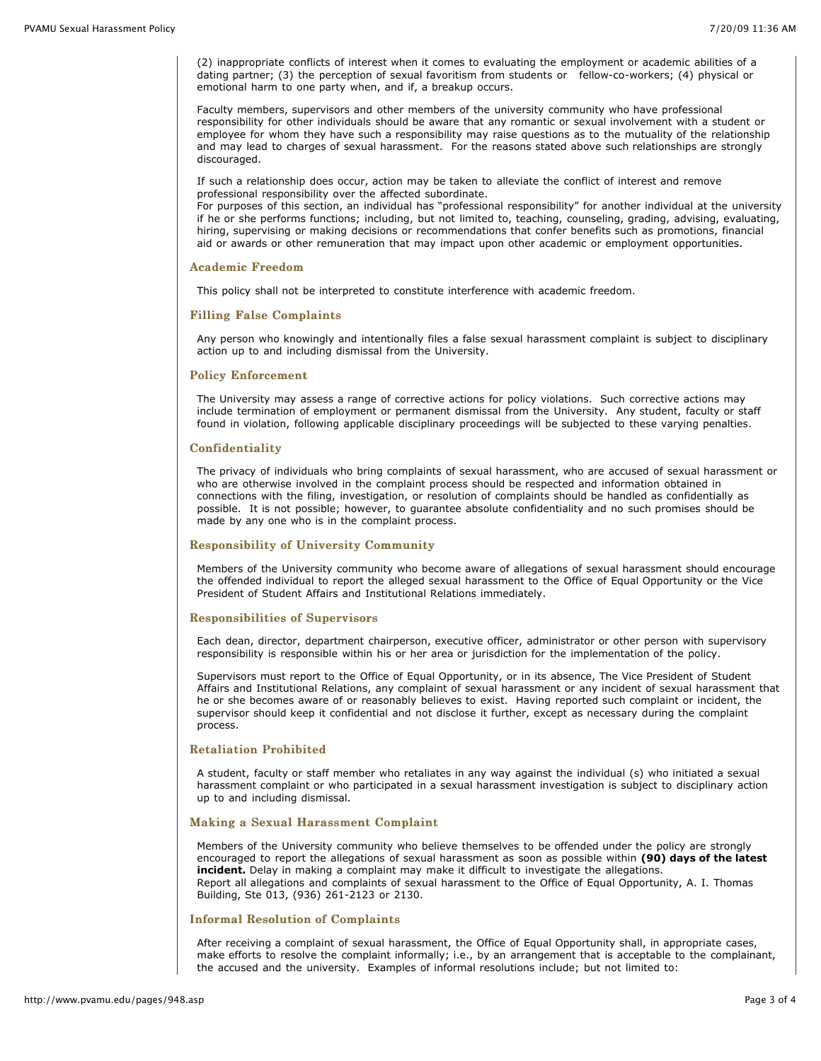(2) inappropriate conflicts of interest when it comes to evaluating the employment or academic abilities of a dating partner; (3) the perception of sexual favoritism from students or fellow-co-workers; (4) physical or emotional harm to one party when, and if, a breakup occurs.

Faculty members, supervisors and other members of the university community who have professional responsibility for other individuals should be aware that any romantic or sexual involvement with a student or employee for whom they have such a responsibility may raise questions as to the mutuality of the relationship and may lead to charges of sexual harassment. For the reasons stated above such relationships are strongly discouraged.

If such a relationship does occur, action may be taken to alleviate the conflict of interest and remove professional responsibility over the affected subordinate.
For purposes of this section, an individual has "professional responsibility" for another individual at the university if he or she performs functions; including, but not limited to, teaching, counseling, grading, advising, evaluating, hiring, supervising or making decisions or recommendations that confer benefits such as promotions, financial aid or awards or other remuneration that may impact upon other academic or employment opportunities.

### Academic Freedom

This policy shall not be interpreted to constitute interference with academic freedom.

### Filling False Complaints

Any person who knowingly and intentionally files a false sexual harassment complaint is subject to disciplinary action up to and including dismissal from the University.

### Policy Enforcement

The University may assess a range of corrective actions for policy violations. Such corrective actions may include termination of employment or permanent dismissal from the University. Any student, faculty or staff found in violation, following applicable disciplinary proceedings will be subjected to these varying penalties.

### Confidentiality

The privacy of individuals who bring complaints of sexual harassment, who are accused of sexual harassment or who are otherwise involved in the complaint process should be respected and information obtained in connections with the filing, investigation, or resolution of complaints should be handled as confidentially as possible. It is not possible; however, to guarantee absolute confidentiality and no such promises should be made by any one who is in the complaint process.

### Responsibility of University Community

Members of the University community who become aware of allegations of sexual harassment should encourage the offended individual to report the alleged sexual harassment to the Office of Equal Opportunity or the Vice President of Student Affairs and Institutional Relations immediately.

### Responsibilities of Supervisors

Each dean, director, department chairperson, executive officer, administrator or other person with supervisory responsibility is responsible within his or her area or jurisdiction for the implementation of the policy.

Supervisors must report to the Office of Equal Opportunity, or in its absence, The Vice President of Student Affairs and Institutional Relations, any complaint of sexual harassment or any incident of sexual harassment that he or she becomes aware of or reasonably believes to exist. Having reported such complaint or incident, the supervisor should keep it confidential and not disclose it further, except as necessary during the complaint process.

### Retaliation Prohibited

A student, faculty or staff member who retaliates in any way against the individual (s) who initiated a sexual harassment complaint or who participated in a sexual harassment investigation is subject to disciplinary action up to and including dismissal.

### Making a Sexual Harassment Complaint

Members of the University community who believe themselves to be offended under the policy are strongly encouraged to report the allegations of sexual harassment as soon as possible within **(90) days of the latest incident.** Delay in making a complaint may make it difficult to investigate the allegations.
Report all allegations and complaints of sexual harassment to the Office of Equal Opportunity, A. I. Thomas Building, Ste 013, (936) 261-2123 or 2130.

### Informal Resolution of Complaints

After receiving a complaint of sexual harassment, the Office of Equal Opportunity shall, in appropriate cases, make efforts to resolve the complaint informally; i.e., by an arrangement that is acceptable to the complainant, the accused and the university. Examples of informal resolutions include; but not limited to: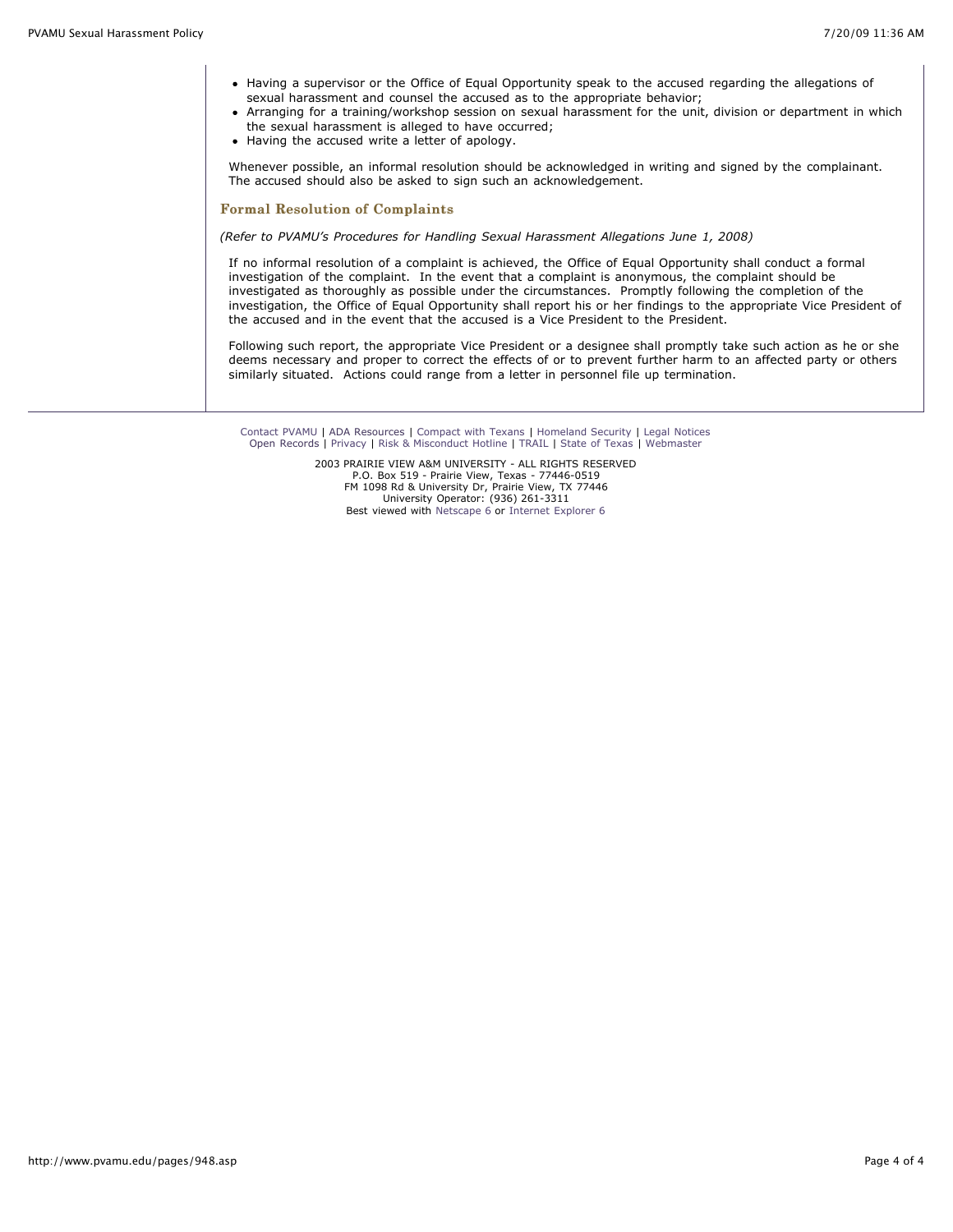- Having a supervisor or the Office of Equal Opportunity speak to the accused regarding the allegations of sexual harassment and counsel the accused as to the appropriate behavior;
- Arranging for a training/workshop session on sexual harassment for the unit, division or department in which the sexual harassment is alleged to have occurred;
- Having the accused write a letter of apology.

Whenever possible, an informal resolution should be acknowledged in writing and signed by the complainant. The accused should also be asked to sign such an acknowledgement.

### Formal Resolution of Complaints

*(Refer to PVAMU's Procedures for Handling Sexual Harassment Allegations June 1, 2008)*

If no informal resolution of a complaint is achieved, the Office of Equal Opportunity shall conduct a formal investigation of the complaint. In the event that a complaint is anonymous, the complaint should be investigated as thoroughly as possible under the circumstances. Promptly following the completion of the investigation, the Office of Equal Opportunity shall report his or her findings to the appropriate Vice President of the accused and in the event that the accused is a Vice President to the President.

Following such report, the appropriate Vice President or a designee shall promptly take such action as he or she deems necessary and proper to correct the effects of or to prevent further harm to an affected party or others similarly situated. Actions could range from a letter in personnel file up termination.

Contact PVAMU | ADA Resources | Compact with Texans | Homeland Security | Legal Notices
Open Records | Privacy | Risk & Misconduct Hotline | TRAIL | State of Texas | Webmaster

2003 PRAIRIE VIEW A&M UNIVERSITY - ALL RIGHTS RESERVED
P.O. Box 519 - Prairie View, Texas - 77446-0519
FM 1098 Rd & University Dr, Prairie View, TX 77446
University Operator: (936) 261-3311
Best viewed with Netscape 6 or Internet Explorer 6